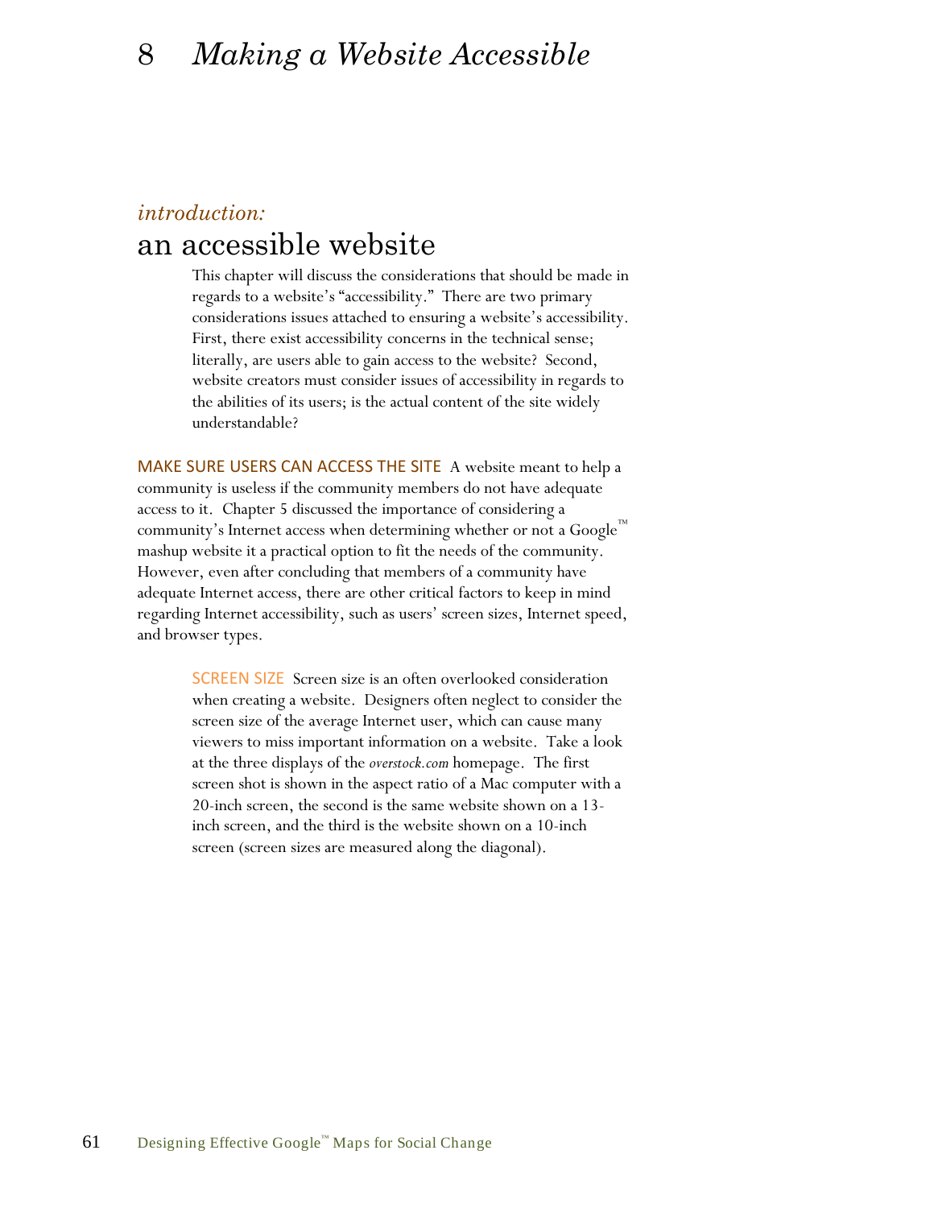# 8 *Making a Website Accessible*

## *introduction:*
## an accessible website

This chapter will discuss the considerations that should be made in regards to a website's "accessibility." There are two primary considerations issues attached to ensuring a website's accessibility. First, there exist accessibility concerns in the technical sense; literally, are users able to gain access to the website? Second, website creators must consider issues of accessibility in regards to the abilities of its users; is the actual content of the site widely understandable?

**MAKE SURE USERS CAN ACCESS THE SITE** A website meant to help a community is useless if the community members do not have adequate access to it. Chapter 5 discussed the importance of considering a community's Internet access when determining whether or not a Google™ mashup website it a practical option to fit the needs of the community. However, even after concluding that members of a community have adequate Internet access, there are other critical factors to keep in mind regarding Internet accessibility, such as users' screen sizes, Internet speed, and browser types.

**SCREEN SIZE** Screen size is an often overlooked consideration when creating a website. Designers often neglect to consider the screen size of the average Internet user, which can cause many viewers to miss important information on a website. Take a look at the three displays of the *overstock.com* homepage. The first screen shot is shown in the aspect ratio of a Mac computer with a 20-inch screen, the second is the same website shown on a 13-inch screen, and the third is the website shown on a 10-inch screen (screen sizes are measured along the diagonal).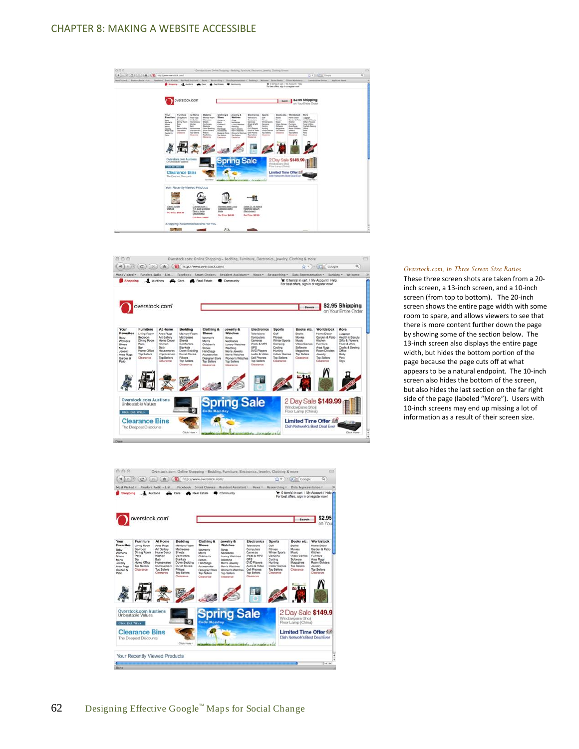*Overstock.com, in Three Screen Size Ratios*

These three screen shots are taken from a 20-inch screen, a 13-inch screen, and a 10-inch screen (from top to bottom). The 20-inch screen shows the entire page width with some room to spare, and allows viewers to see that there is more content further down the page by showing some of the section below. The 13-inch screen also displays the entire page width, but hides the bottom portion of the page because the page cuts off at what appears to be a natural endpoint. The 10-inch screen also hides the bottom of the screen, but also hides the last section on the far right side of the page (labeled "More"). Users with 10-inch screens may end up missing a lot of information as a result of their screen size.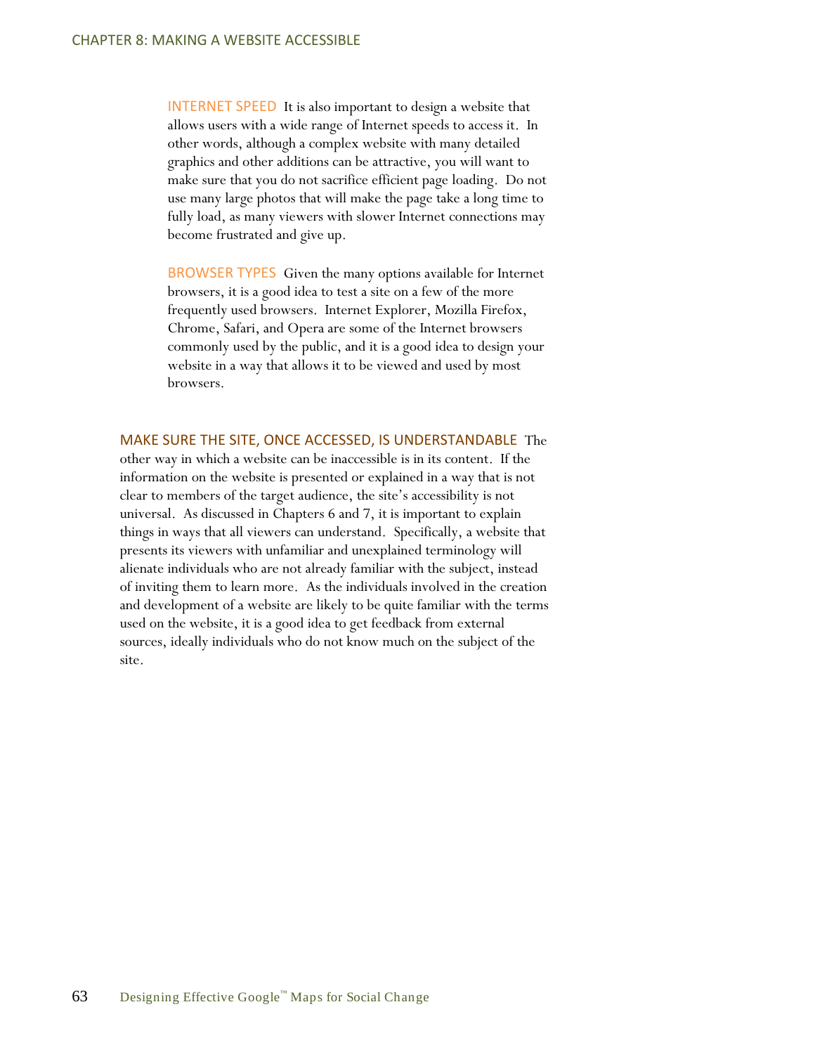**INTERNET SPEED** It is also important to design a website that allows users with a wide range of Internet speeds to access it. In other words, although a complex website with many detailed graphics and other additions can be attractive, you will want to make sure that you do not sacrifice efficient page loading. Do not use many large photos that will make the page take a long time to fully load, as many viewers with slower Internet connections may become frustrated and give up.

**BROWSER TYPES** Given the many options available for Internet browsers, it is a good idea to test a site on a few of the more frequently used browsers. Internet Explorer, Mozilla Firefox, Chrome, Safari, and Opera are some of the Internet browsers commonly used by the public, and it is a good idea to design your website in a way that allows it to be viewed and used by most browsers.

**MAKE SURE THE SITE, ONCE ACCESSED, IS UNDERSTANDABLE** The other way in which a website can be inaccessible is in its content. If the information on the website is presented or explained in a way that is not clear to members of the target audience, the site's accessibility is not universal. As discussed in Chapters 6 and 7, it is important to explain things in ways that all viewers can understand. Specifically, a website that presents its viewers with unfamiliar and unexplained terminology will alienate individuals who are not already familiar with the subject, instead of inviting them to learn more. As the individuals involved in the creation and development of a website are likely to be quite familiar with the terms used on the website, it is a good idea to get feedback from external sources, ideally individuals who do not know much on the subject of the site.